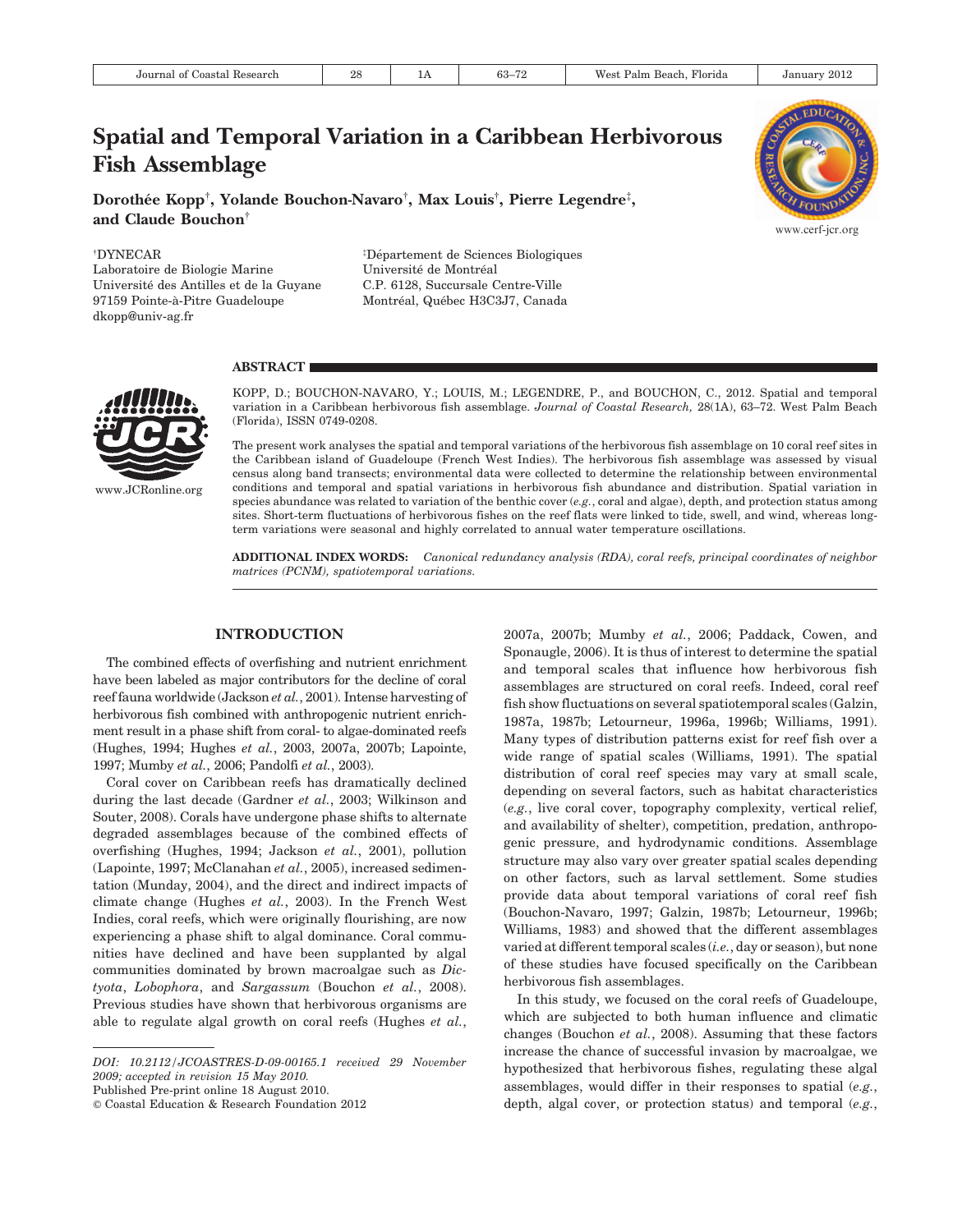// Spatial and Temporal Variation in a Caribbean Herbivorous Fish Assemblage

**Dorothée Kopp[†], Yolande Bouchon-Navaro[†], Max Louis[†], Pierre Legendre[‡], and Claude Bouchon[†]**

[†]DYNECAR
Laboratoire de Biologie Marine
Université des Antilles et de la Guyane
97159 Pointe-à-Pitre Guadeloupe
dkopp@univ-ag.fr

[‡]Département de Sciences Biologiques
Université de Montréal
C.P. 6128, Succursale Centre-Ville
Montréal, Québec H3C3J7, Canada

## ABSTRACT

KOPP, D.; BOUCHON-NAVARO, Y.; LOUIS, M.; LEGENDRE, P., and BOUCHON, C., 2012. Spatial and temporal variation in a Caribbean herbivorous fish assemblage. *Journal of Coastal Research,* 28(1A), 63–72. West Palm Beach (Florida), ISSN 0749-0208.

The present work analyses the spatial and temporal variations of the herbivorous fish assemblage on 10 coral reef sites in the Caribbean island of Guadeloupe (French West Indies). The herbivorous fish assemblage was assessed by visual census along band transects; environmental data were collected to determine the relationship between environmental conditions and temporal and spatial variations in herbivorous fish abundance and distribution. Spatial variation in species abundance was related to variation of the benthic cover (*e.g.*, coral and algae), depth, and protection status among sites. Short-term fluctuations of herbivorous fishes on the reef flats were linked to tide, swell, and wind, whereas long-term variations were seasonal and highly correlated to annual water temperature oscillations.

**ADDITIONAL INDEX WORDS:** *Canonical redundancy analysis (RDA), coral reefs, principal coordinates of neighbor matrices (PCNM), spatiotemporal variations.*

## INTRODUCTION

The combined effects of overfishing and nutrient enrichment have been labeled as major contributors for the decline of coral reef fauna worldwide (Jackson *et al.*, 2001). Intense harvesting of herbivorous fish combined with anthropogenic nutrient enrichment result in a phase shift from coral- to algae-dominated reefs (Hughes, 1994; Hughes *et al.*, 2003, 2007a, 2007b; Lapointe, 1997; Mumby *et al.*, 2006; Pandolfi *et al.*, 2003).

Coral cover on Caribbean reefs has dramatically declined during the last decade (Gardner *et al.*, 2003; Wilkinson and Souter, 2008). Corals have undergone phase shifts to alternate degraded assemblages because of the combined effects of overfishing (Hughes, 1994; Jackson *et al.*, 2001), pollution (Lapointe, 1997; McClanahan *et al.*, 2005), increased sedimentation (Munday, 2004), and the direct and indirect impacts of climate change (Hughes *et al.*, 2003). In the French West Indies, coral reefs, which were originally flourishing, are now experiencing a phase shift to algal dominance. Coral communities have declined and have been supplanted by algal communities dominated by brown macroalgae such as *Dictyota*, *Lobophora*, and *Sargassum* (Bouchon *et al.*, 2008). Previous studies have shown that herbivorous organisms are able to regulate algal growth on coral reefs (Hughes *et al.*, 2007a, 2007b; Mumby *et al.*, 2006; Paddack, Cowen, and Sponaugle, 2006). It is thus of interest to determine the spatial and temporal scales that influence how herbivorous fish assemblages are structured on coral reefs. Indeed, coral reef fish show fluctuations on several spatiotemporal scales (Galzin, 1987a, 1987b; Letourneur, 1996a, 1996b; Williams, 1991). Many types of distribution patterns exist for reef fish over a wide range of spatial scales (Williams, 1991). The spatial distribution of coral reef species may vary at small scale, depending on several factors, such as habitat characteristics (*e.g.*, live coral cover, topography complexity, vertical relief, and availability of shelter), competition, predation, anthropogenic pressure, and hydrodynamic conditions. Assemblage structure may also vary over greater spatial scales depending on other factors, such as larval settlement. Some studies provide data about temporal variations of coral reef fish (Bouchon-Navaro, 1997; Galzin, 1987b; Letourneur, 1996b; Williams, 1983) and showed that the different assemblages varied at different temporal scales (*i.e.*, day or season), but none of these studies have focused specifically on the Caribbean herbivorous fish assemblages.

In this study, we focused on the coral reefs of Guadeloupe, which are subjected to both human influence and climatic changes (Bouchon *et al.*, 2008). Assuming that these factors increase the chance of successful invasion by macroalgae, we hypothesized that herbivorous fishes, regulating these algal assemblages, would differ in their responses to spatial (*e.g.*, depth, algal cover, or protection status) and temporal (*e.g.*,

---

*DOI: 10.2112/JCOASTRES-D-09-00165.1 received 29 November 2009; accepted in revision 15 May 2010.*
Published Pre-print online 18 August 2010.
© Coastal Education & Research Foundation 2012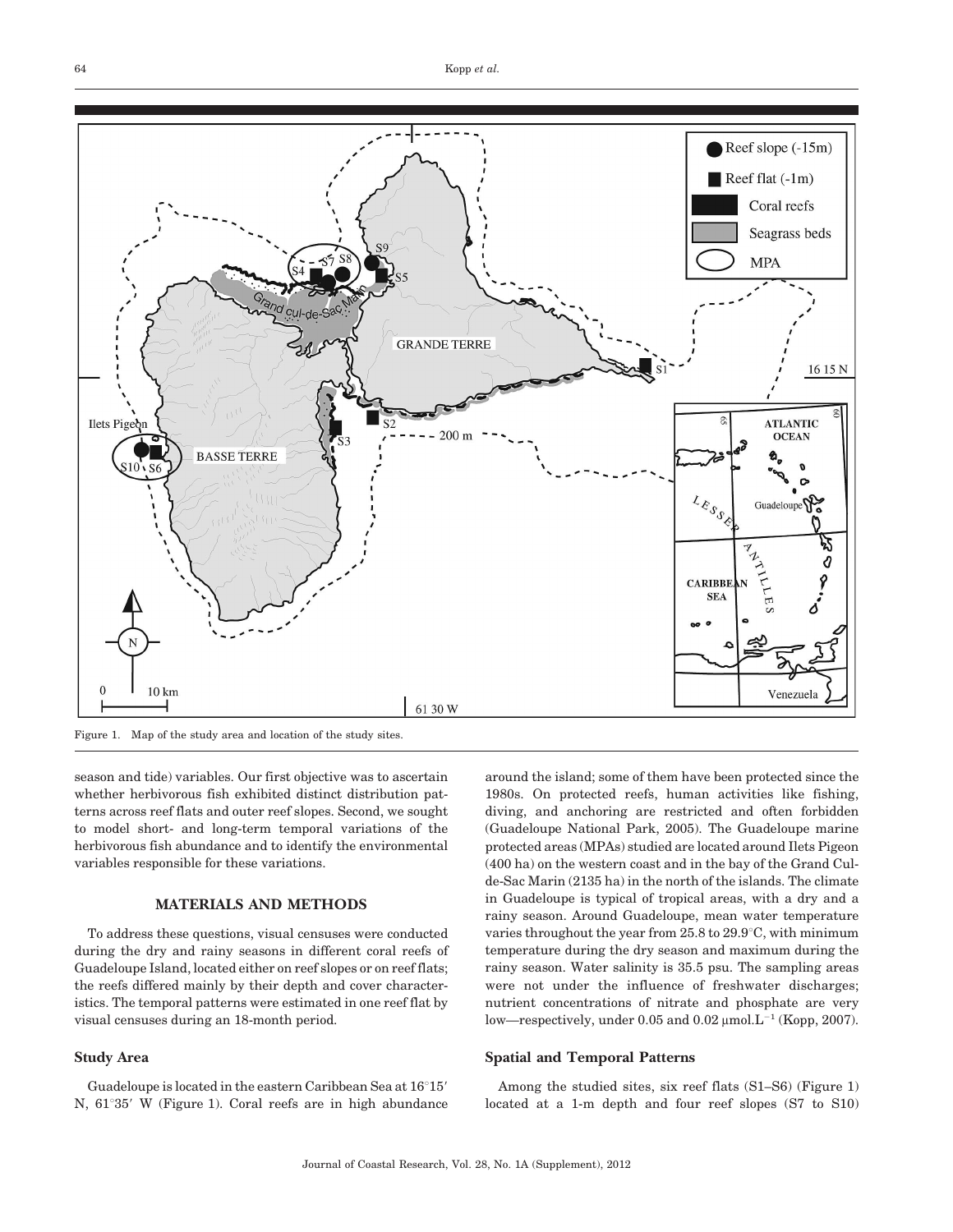Figure 1. Map of the study area and location of the study sites.

season and tide) variables. Our first objective was to ascertain whether herbivorous fish exhibited distinct distribution patterns across reef flats and outer reef slopes. Second, we sought to model short- and long-term temporal variations of the herbivorous fish abundance and to identify the environmental variables responsible for these variations.

## MATERIALS AND METHODS

To address these questions, visual censuses were conducted during the dry and rainy seasons in different coral reefs of Guadeloupe Island, located either on reef slopes or on reef flats; the reefs differed mainly by their depth and cover characteristics. The temporal patterns were estimated in one reef flat by visual censuses during an 18-month period.

### Study Area

Guadeloupe is located in the eastern Caribbean Sea at 16°15′ N, 61°35′ W (Figure 1). Coral reefs are in high abundance around the island; some of them have been protected since the 1980s. On protected reefs, human activities like fishing, diving, and anchoring are restricted and often forbidden (Guadeloupe National Park, 2005). The Guadeloupe marine protected areas (MPAs) studied are located around Ilets Pigeon (400 ha) on the western coast and in the bay of the Grand Cul-de-Sac Marin (2135 ha) in the north of the islands. The climate in Guadeloupe is typical of tropical areas, with a dry and a rainy season. Around Guadeloupe, mean water temperature varies throughout the year from 25.8 to 29.9°C, with minimum temperature during the dry season and maximum during the rainy season. Water salinity is 35.5 psu. The sampling areas were not under the influence of freshwater discharges; nutrient concentrations of nitrate and phosphate are very low—respectively, under 0.05 and 0.02 μmol.L$^{-1}$ (Kopp, 2007).

### Spatial and Temporal Patterns

Among the studied sites, six reef flats (S1–S6) (Figure 1) located at a 1-m depth and four reef slopes (S7 to S10)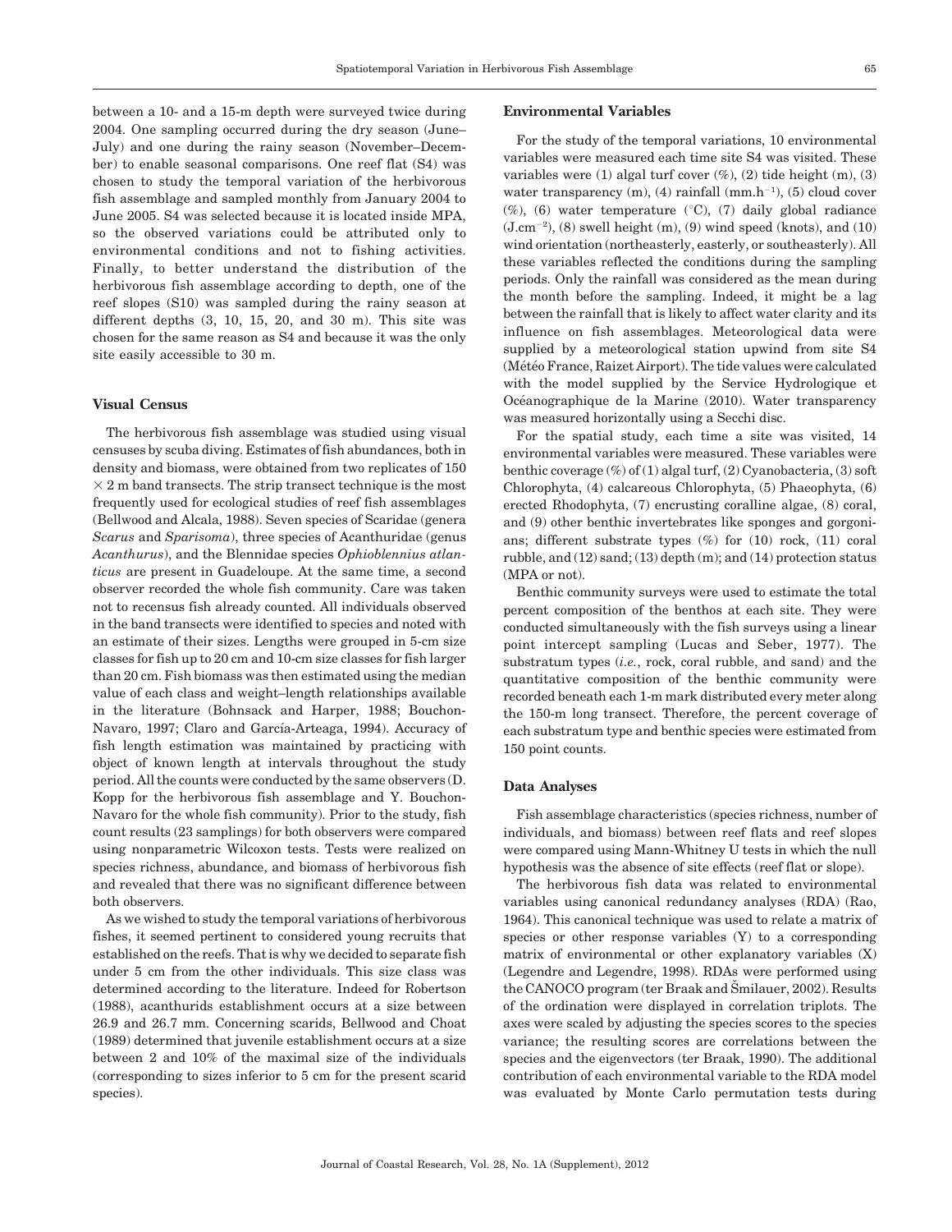between a 10- and a 15-m depth were surveyed twice during 2004. One sampling occurred during the dry season (June–July) and one during the rainy season (November–December) to enable seasonal comparisons. One reef flat (S4) was chosen to study the temporal variation of the herbivorous fish assemblage and sampled monthly from January 2004 to June 2005. S4 was selected because it is located inside MPA, so the observed variations could be attributed only to environmental conditions and not to fishing activities. Finally, to better understand the distribution of the herbivorous fish assemblage according to depth, one of the reef slopes (S10) was sampled during the rainy season at different depths (3, 10, 15, 20, and 30 m). This site was chosen for the same reason as S4 and because it was the only site easily accessible to 30 m.

### Visual Census

The herbivorous fish assemblage was studied using visual censuses by scuba diving. Estimates of fish abundances, both in density and biomass, were obtained from two replicates of 150 $\times$ 2 m band transects. The strip transect technique is the most frequently used for ecological studies of reef fish assemblages (Bellwood and Alcala, 1988). Seven species of Scaridae (genera *Scarus* and *Sparisoma*), three species of Acanthuridae (genus *Acanthurus*), and the Blennidae species *Ophioblennius atlanticus* are present in Guadeloupe. At the same time, a second observer recorded the whole fish community. Care was taken not to recensus fish already counted. All individuals observed in the band transects were identified to species and noted with an estimate of their sizes. Lengths were grouped in 5-cm size classes for fish up to 20 cm and 10-cm size classes for fish larger than 20 cm. Fish biomass was then estimated using the median value of each class and weight–length relationships available in the literature (Bohnsack and Harper, 1988; Bouchon-Navaro, 1997; Claro and García-Arteaga, 1994). Accuracy of fish length estimation was maintained by practicing with object of known length at intervals throughout the study period. All the counts were conducted by the same observers (D. Kopp for the herbivorous fish assemblage and Y. Bouchon-Navaro for the whole fish community). Prior to the study, fish count results (23 samplings) for both observers were compared using nonparametric Wilcoxon tests. Tests were realized on species richness, abundance, and biomass of herbivorous fish and revealed that there was no significant difference between both observers.

As we wished to study the temporal variations of herbivorous fishes, it seemed pertinent to considered young recruits that established on the reefs. That is why we decided to separate fish under 5 cm from the other individuals. This size class was determined according to the literature. Indeed for Robertson (1988), acanthurids establishment occurs at a size between 26.9 and 26.7 mm. Concerning scarids, Bellwood and Choat (1989) determined that juvenile establishment occurs at a size between 2 and 10% of the maximal size of the individuals (corresponding to sizes inferior to 5 cm for the present scarid species).

### Environmental Variables

For the study of the temporal variations, 10 environmental variables were measured each time site S4 was visited. These variables were (1) algal turf cover (%), (2) tide height (m), (3) water transparency (m), (4) rainfall (mm.h$^{-1}$), (5) cloud cover (%), (6) water temperature (°C), (7) daily global radiance (J.cm$^{-2}$), (8) swell height (m), (9) wind speed (knots), and (10) wind orientation (northeasterly, easterly, or southeasterly). All these variables reflected the conditions during the sampling periods. Only the rainfall was considered as the mean during the month before the sampling. Indeed, it might be a lag between the rainfall that is likely to affect water clarity and its influence on fish assemblages. Meteorological data were supplied by a meteorological station upwind from site S4 (Météo France, Raizet Airport). The tide values were calculated with the model supplied by the Service Hydrologique et Océanographique de la Marine (2010). Water transparency was measured horizontally using a Secchi disc.

For the spatial study, each time a site was visited, 14 environmental variables were measured. These variables were benthic coverage (%) of (1) algal turf, (2) Cyanobacteria, (3) soft Chlorophyta, (4) calcareous Chlorophyta, (5) Phaeophyta, (6) erected Rhodophyta, (7) encrusting coralline algae, (8) coral, and (9) other benthic invertebrates like sponges and gorgonians; different substrate types (%) for (10) rock, (11) coral rubble, and (12) sand; (13) depth (m); and (14) protection status (MPA or not).

Benthic community surveys were used to estimate the total percent composition of the benthos at each site. They were conducted simultaneously with the fish surveys using a linear point intercept sampling (Lucas and Seber, 1977). The substratum types (*i.e.*, rock, coral rubble, and sand) and the quantitative composition of the benthic community were recorded beneath each 1-m mark distributed every meter along the 150-m long transect. Therefore, the percent coverage of each substratum type and benthic species were estimated from 150 point counts.

### Data Analyses

Fish assemblage characteristics (species richness, number of individuals, and biomass) between reef flats and reef slopes were compared using Mann-Whitney U tests in which the null hypothesis was the absence of site effects (reef flat or slope).

The herbivorous fish data was related to environmental variables using canonical redundancy analyses (RDA) (Rao, 1964). This canonical technique was used to relate a matrix of species or other response variables (Y) to a corresponding matrix of environmental or other explanatory variables (X) (Legendre and Legendre, 1998). RDAs were performed using the CANOCO program (ter Braak and Šmilauer, 2002). Results of the ordination were displayed in correlation triplots. The axes were scaled by adjusting the species scores to the species variance; the resulting scores are correlations between the species and the eigenvectors (ter Braak, 1990). The additional contribution of each environmental variable to the RDA model was evaluated by Monte Carlo permutation tests during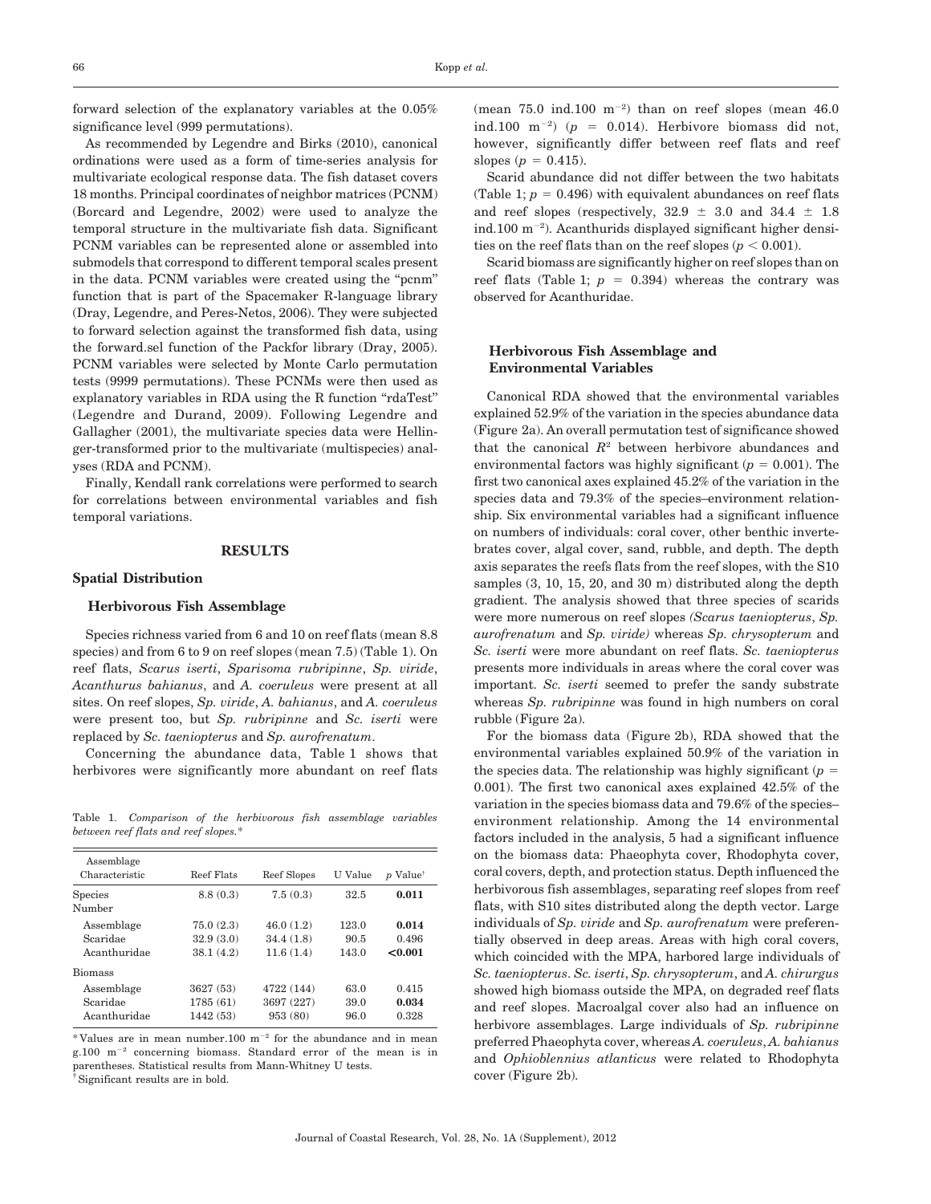forward selection of the explanatory variables at the 0.05% significance level (999 permutations).

As recommended by Legendre and Birks (2010), canonical ordinations were used as a form of time-series analysis for multivariate ecological response data. The fish dataset covers 18 months. Principal coordinates of neighbor matrices (PCNM) (Borcard and Legendre, 2002) were used to analyze the temporal structure in the multivariate fish data. Significant PCNM variables can be represented alone or assembled into submodels that correspond to different temporal scales present in the data. PCNM variables were created using the "pcnm" function that is part of the Spacemaker R-language library (Dray, Legendre, and Peres-Netos, 2006). They were subjected to forward selection against the transformed fish data, using the forward.sel function of the Packfor library (Dray, 2005). PCNM variables were selected by Monte Carlo permutation tests (9999 permutations). These PCNMs were then used as explanatory variables in RDA using the R function "rdaTest" (Legendre and Durand, 2009). Following Legendre and Gallagher (2001), the multivariate species data were Hellinger-transformed prior to the multivariate (multispecies) analyses (RDA and PCNM).

Finally, Kendall rank correlations were performed to search for correlations between environmental variables and fish temporal variations.

## RESULTS

### Spatial Distribution

#### Herbivorous Fish Assemblage

Species richness varied from 6 and 10 on reef flats (mean 8.8 species) and from 6 to 9 on reef slopes (mean 7.5) (Table 1). On reef flats, *Scarus iserti*, *Sparisoma rubripinne*, *Sp. viride*, *Acanthurus bahianus*, and *A. coeruleus* were present at all sites. On reef slopes, *Sp. viride*, *A. bahianus*, and *A. coeruleus* were present too, but *Sp. rubripinne* and *Sc. iserti* were replaced by *Sc. taeniopterus* and *Sp. aurofrenatum*.

Concerning the abundance data, Table 1 shows that herbivores were significantly more abundant on reef flats (mean 75.0 ind.100 $m^{-2}$) than on reef slopes (mean 46.0 ind.100 $m^{-2}$) ($p = 0.014$). Herbivore biomass did not, however, significantly differ between reef flats and reef slopes ($p = 0.415$).

Scarid abundance did not differ between the two habitats (Table 1; $p = 0.496$) with equivalent abundances on reef flats and reef slopes (respectively, $32.9 \pm 3.0$ and $34.4 \pm 1.8$ ind.100 $m^{-2}$). Acanthurids displayed significant higher densities on the reef flats than on the reef slopes ($p < 0.001$).

Scarid biomass are significantly higher on reef slopes than on reef flats (Table 1; $p = 0.394$) whereas the contrary was observed for Acanthuridae.

Table 1. *Comparison of the herbivorous fish assemblage variables between reef flats and reef slopes.**

| Assemblage Characteristic | Reef Flats | Reef Slopes | U Value | p Value[†] |
|---|---|---|---|---|
| Species | 8.8 (0.3) | 7.5 (0.3) | 32.5 | **0.011** |
| Number | | | | |
| Assemblage | 75.0 (2.3) | 46.0 (1.2) | 123.0 | **0.014** |
| Scaridae | 32.9 (3.0) | 34.4 (1.8) | 90.5 | 0.496 |
| Acanthuridae | 38.1 (4.2) | 11.6 (1.4) | 143.0 | **<0.001** |
| Biomass | | | | |
| Assemblage | 3627 (53) | 4722 (144) | 63.0 | 0.415 |
| Scaridae | 1785 (61) | 3697 (227) | 39.0 | **0.034** |
| Acanthuridae | 1442 (53) | 953 (80) | 96.0 | 0.328 |

* Values are in mean number.100 $m^{-2}$ for the abundance and in mean g.100 $m^{-2}$ concerning biomass. Standard error of the mean is in parentheses. Statistical results from Mann-Whitney U tests.

[†] Significant results are in bold.

#### Herbivorous Fish Assemblage and Environmental Variables

Canonical RDA showed that the environmental variables explained 52.9% of the variation in the species abundance data (Figure 2a). An overall permutation test of significance showed that the canonical $R^2$ between herbivore abundances and environmental factors was highly significant ($p = 0.001$). The first two canonical axes explained 45.2% of the variation in the species data and 79.3% of the species–environment relationship. Six environmental variables had a significant influence on numbers of individuals: coral cover, other benthic invertebrates cover, algal cover, sand, rubble, and depth. The depth axis separates the reefs flats from the reef slopes, with the S10 samples (3, 10, 15, 20, and 30 m) distributed along the depth gradient. The analysis showed that three species of scarids were more numerous on reef slopes *(Scarus taeniopterus*, *Sp. aurofrenatum* and *Sp. viride)* whereas *Sp. chrysopterum* and *Sc. iserti* were more abundant on reef flats. *Sc. taeniopterus* presents more individuals in areas where the coral cover was important. *Sc. iserti* seemed to prefer the sandy substrate whereas *Sp. rubripinne* was found in high numbers on coral rubble (Figure 2a).

For the biomass data (Figure 2b), RDA showed that the environmental variables explained 50.9% of the variation in the species data. The relationship was highly significant ($p = 0.001$). The first two canonical axes explained 42.5% of the variation in the species biomass data and 79.6% of the species–environment relationship. Among the 14 environmental factors included in the analysis, 5 had a significant influence on the biomass data: Phaeophyta cover, Rhodophyta cover, coral covers, depth, and protection status. Depth influenced the herbivorous fish assemblages, separating reef slopes from reef flats, with S10 sites distributed along the depth vector. Large individuals of *Sp. viride* and *Sp. aurofrenatum* were preferentially observed in deep areas. Areas with high coral covers, which coincided with the MPA, harbored large individuals of *Sc. taeniopterus*. *Sc. iserti*, *Sp. chrysopterum*, and *A. chirurgus* showed high biomass outside the MPA, on degraded reef flats and reef slopes. Macroalgal cover also had an influence on herbivore assemblages. Large individuals of *Sp. rubripinne* preferred Phaeophyta cover, whereas *A. coeruleus*, *A. bahianus* and *Ophioblennius atlanticus* were related to Rhodophyta cover (Figure 2b).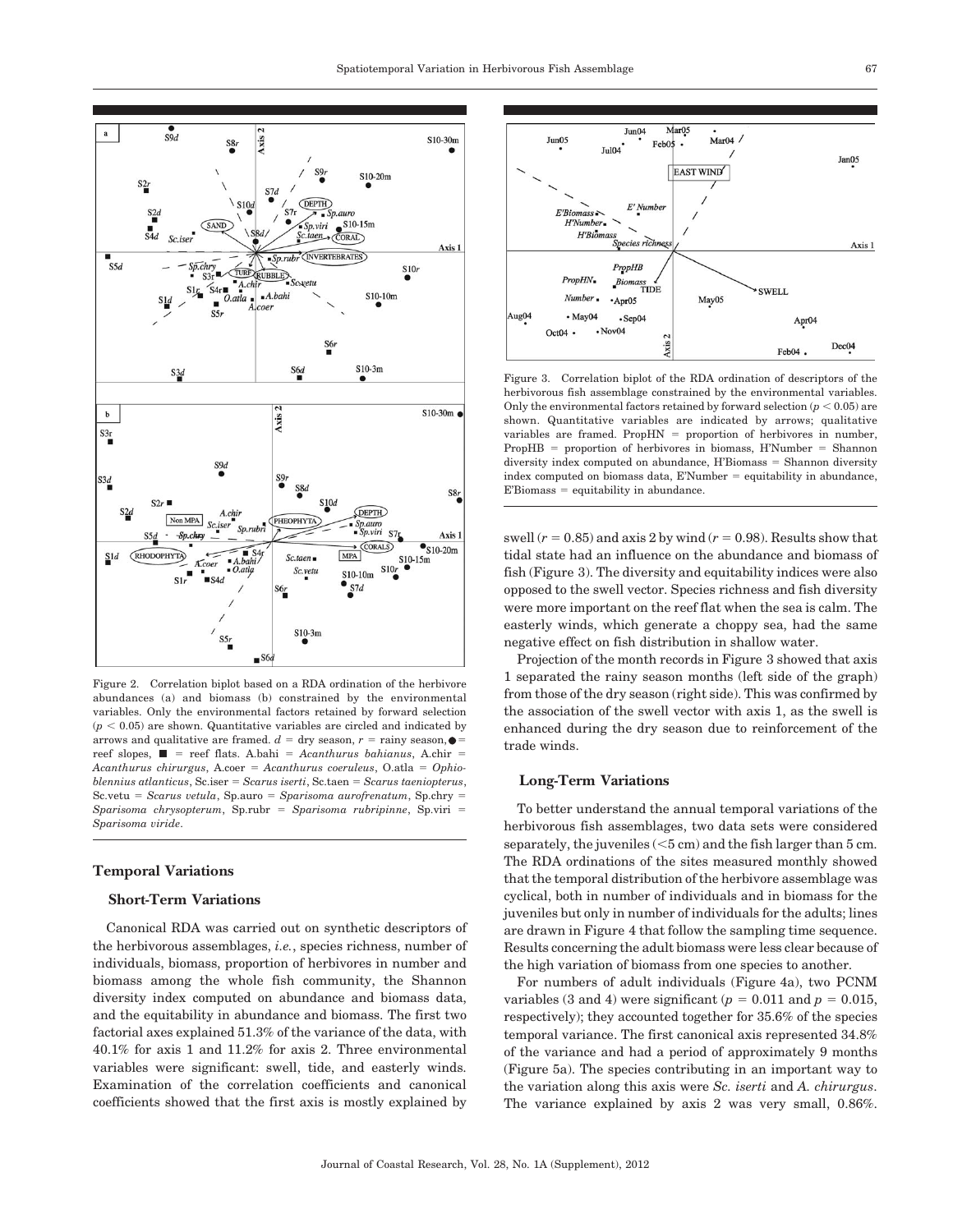Figure 2. Correlation biplot based on a RDA ordination of the herbivore abundances (a) and biomass (b) constrained by the environmental variables. Only the environmental factors retained by forward selection ($p < 0.05$) are shown. Quantitative variables are circled and indicated by arrows and qualitative are framed. $d$ = dry season, $r$ = rainy season, ● = reef slopes, ■ = reef flats. A.bahi = *Acanthurus bahianus*, A.chir = *Acanthurus chirurgus*, A.coer = *Acanthurus coeruleus*, O.atla = *Ophioblennius atlanticus*, Sc.iser = *Scarus iserti*, Sc.taen = *Scarus taeniopterus*, Sc.vetu = *Scarus vetula*, Sp.auro = *Sparisoma aurofrenatum*, Sp.chry = *Sparisoma chrysopterum*, Sp.rubr = *Sparisoma rubripinne*, Sp.viri = *Sparisoma viride*.

## Temporal Variations

### Short-Term Variations

Canonical RDA was carried out on synthetic descriptors of the herbivorous assemblages, *i.e.*, species richness, number of individuals, biomass, proportion of herbivores in number and biomass among the whole fish community, the Shannon diversity index computed on abundance and biomass data, and the equitability in abundance and biomass. The first two factorial axes explained 51.3% of the variance of the data, with 40.1% for axis 1 and 11.2% for axis 2. Three environmental variables were significant: swell, tide, and easterly winds. Examination of the correlation coefficients and canonical coefficients showed that the first axis is mostly explained by swell ($r = 0.85$) and axis 2 by wind ($r = 0.98$). Results show that tidal state had an influence on the abundance and biomass of fish (Figure 3). The diversity and equitability indices were also opposed to the swell vector. Species richness and fish diversity were more important on the reef flat when the sea is calm. The easterly winds, which generate a choppy sea, had the same negative effect on fish distribution in shallow water.

Figure 3. Correlation biplot of the RDA ordination of descriptors of the herbivorous fish assemblage constrained by the environmental variables. Only the environmental factors retained by forward selection ($p < 0.05$) are shown. Quantitative variables are indicated by arrows; qualitative variables are framed. PropHN = proportion of herbivores in number, PropHB = proportion of herbivores in biomass, H'Number = Shannon diversity index computed on abundance, H'Biomass = Shannon diversity index computed on biomass data, E'Number = equitability in abundance, E'Biomass = equitability in abundance.

Projection of the month records in Figure 3 showed that axis 1 separated the rainy season months (left side of the graph) from those of the dry season (right side). This was confirmed by the association of the swell vector with axis 1, as the swell is enhanced during the dry season due to reinforcement of the trade winds.

### Long-Term Variations

To better understand the annual temporal variations of the herbivorous fish assemblages, two data sets were considered separately, the juveniles (<5 cm) and the fish larger than 5 cm. The RDA ordinations of the sites measured monthly showed that the temporal distribution of the herbivore assemblage was cyclical, both in number of individuals and in biomass for the juveniles but only in number of individuals for the adults; lines are drawn in Figure 4 that follow the sampling time sequence. Results concerning the adult biomass were less clear because of the high variation of biomass from one species to another.

For numbers of adult individuals (Figure 4a), two PCNM variables (3 and 4) were significant ($p = 0.011$ and $p = 0.015$, respectively); they accounted together for 35.6% of the species temporal variance. The first canonical axis represented 34.8% of the variance and had a period of approximately 9 months (Figure 5a). The species contributing in an important way to the variation along this axis were *Sc. iserti* and *A. chirurgus*. The variance explained by axis 2 was very small, 0.86%.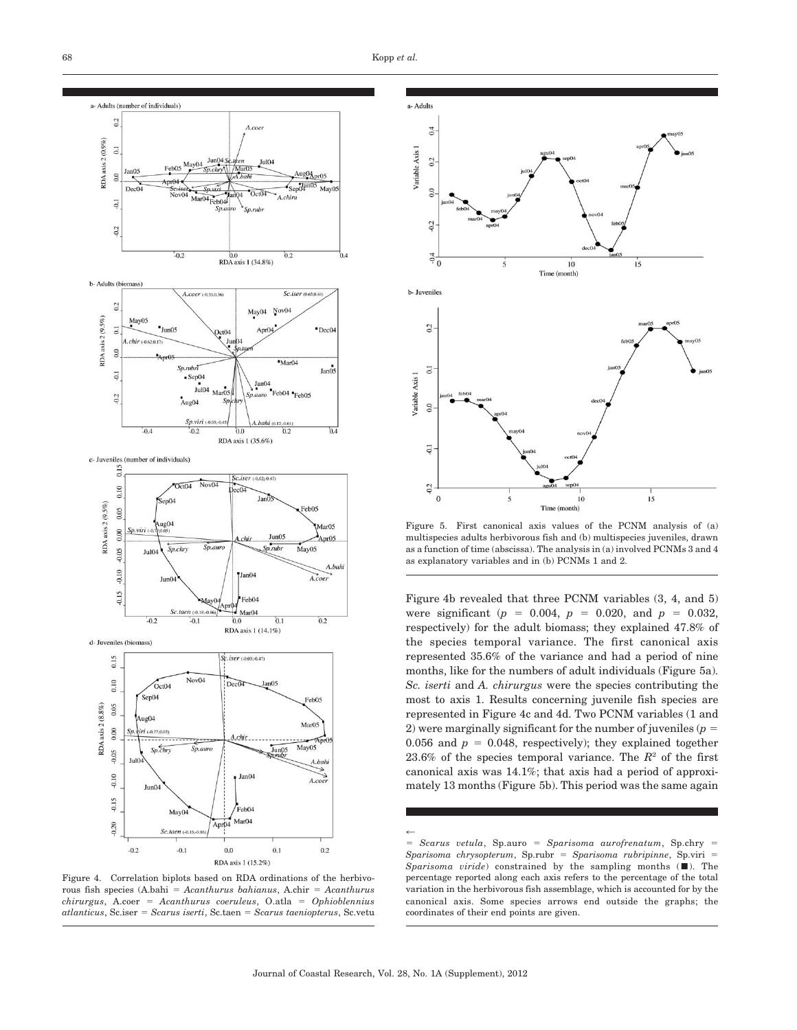Figure 4. Correlation biplots based on RDA ordinations of the herbivorous fish species (A.bahi = *Acanthurus bahianus*, A.chir = *Acanthurus chirurgus*, A.coer = *Acanthurus coeruleus*, O.atla = *Ophioblennius atlanticus*, Sc.iser = *Scarus iserti*, Sc.taen = *Scarus taeniopterus*, Sc.vetu = *Scarus vetula*, Sp.auro = *Sparisoma aurofrenatum*, Sp.chry = *Sparisoma chrysopterum*, Sp.rubr = *Sparisoma rubripinne*, Sp.viri = *Sparisoma viride*) constrained by the sampling months (■). The percentage reported along each axis refers to the percentage of the total variation in the herbivorous fish assemblage, which is accounted for by the canonical axis. Some species arrows end outside the graphs; the coordinates of their end points are given.

Figure 5. First canonical axis values of the PCNM analysis of (a) multispecies adults herbivorous fish and (b) multispecies juveniles, drawn as a function of time (abscissa). The analysis in (a) involved PCNMs 3 and 4 as explanatory variables and in (b) PCNMs 1 and 2.

Figure 4b revealed that three PCNM variables (3, 4, and 5) were significant ($p$ = 0.004, $p$ = 0.020, and $p$ = 0.032, respectively) for the adult biomass; they explained 47.8% of the species temporal variance. The first canonical axis represented 35.6% of the variance and had a period of nine months, like for the numbers of adult individuals (Figure 5a). *Sc. iserti* and *A. chirurgus* were the species contributing the most to axis 1. Results concerning juvenile fish species are represented in Figure 4c and 4d. Two PCNM variables (1 and 2) were marginally significant for the number of juveniles ($p$ = 0.056 and $p$ = 0.048, respectively); they explained together 23.6% of the species temporal variance. The $R^2$ of the first canonical axis was 14.1%; that axis had a period of approximately 13 months (Figure 5b). This period was the same again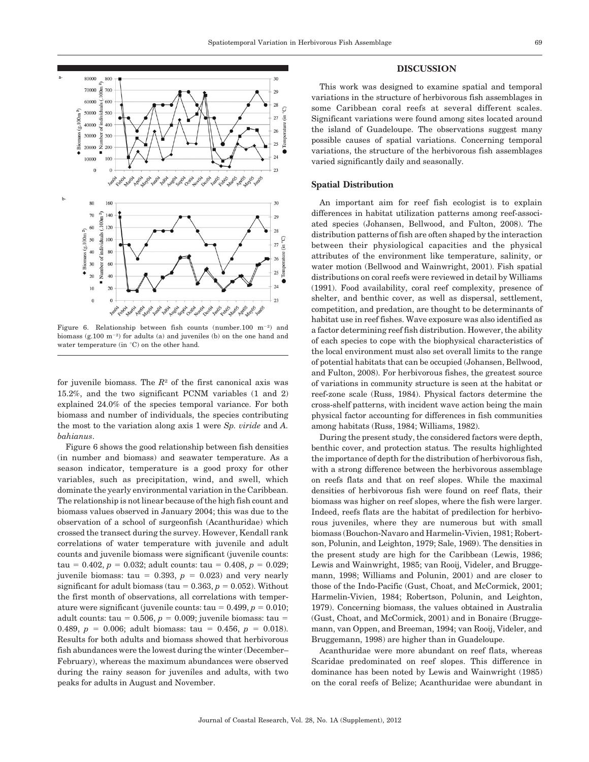Figure 6. Relationship between fish counts (number.100 m$^{-2}$) and biomass (g.100 m$^{-2}$) for adults (a) and juveniles (b) on the one hand and water temperature (in °C) on the other hand.

for juvenile biomass. The $R^2$ of the first canonical axis was 15.2%, and the two significant PCNM variables (1 and 2) explained 24.0% of the species temporal variance. For both biomass and number of individuals, the species contributing the most to the variation along axis 1 were *Sp. viride* and *A. bahianus*.

Figure 6 shows the good relationship between fish densities (in number and biomass) and seawater temperature. As a season indicator, temperature is a good proxy for other variables, such as precipitation, wind, and swell, which dominate the yearly environmental variation in the Caribbean. The relationship is not linear because of the high fish count and biomass values observed in January 2004; this was due to the observation of a school of surgeonfish (Acanthuridae) which crossed the transect during the survey. However, Kendall rank correlations of water temperature with juvenile and adult counts and juvenile biomass were significant (juvenile counts: tau = 0.402, $p$ = 0.032; adult counts: tau = 0.408, $p$ = 0.029; juvenile biomass: tau = 0.393, $p$ = 0.023) and very nearly significant for adult biomass (tau = 0.363, $p$ = 0.052). Without the first month of observations, all correlations with temperature were significant (juvenile counts: tau = 0.499, $p$ = 0.010; adult counts: tau = 0.506, $p$ = 0.009; juvenile biomass: tau = 0.489, $p$ = 0.006; adult biomass: tau = 0.456, $p$ = 0.018). Results for both adults and biomass showed that herbivorous fish abundances were the lowest during the winter (December–February), whereas the maximum abundances were observed during the rainy season for juveniles and adults, with two peaks for adults in August and November.

## DISCUSSION

This work was designed to examine spatial and temporal variations in the structure of herbivorous fish assemblages in some Caribbean coral reefs at several different scales. Significant variations were found among sites located around the island of Guadeloupe. The observations suggest many possible causes of spatial variations. Concerning temporal variations, the structure of the herbivorous fish assemblages varied significantly daily and seasonally.

### Spatial Distribution

An important aim for reef fish ecologist is to explain differences in habitat utilization patterns among reef-associated species (Johansen, Bellwood, and Fulton, 2008). The distribution patterns of fish are often shaped by the interaction between their physiological capacities and the physical attributes of the environment like temperature, salinity, or water motion (Bellwood and Wainwright, 2001). Fish spatial distributions on coral reefs were reviewed in detail by Williams (1991). Food availability, coral reef complexity, presence of shelter, and benthic cover, as well as dispersal, settlement, competition, and predation, are thought to be determinants of habitat use in reef fishes. Wave exposure was also identified as a factor determining reef fish distribution. However, the ability of each species to cope with the biophysical characteristics of the local environment must also set overall limits to the range of potential habitats that can be occupied (Johansen, Bellwood, and Fulton, 2008). For herbivorous fishes, the greatest source of variations in community structure is seen at the habitat or reef-zone scale (Russ, 1984). Physical factors determine the cross-shelf patterns, with incident wave action being the main physical factor accounting for differences in fish communities among habitats (Russ, 1984; Williams, 1982).

During the present study, the considered factors were depth, benthic cover, and protection status. The results highlighted the importance of depth for the distribution of herbivorous fish, with a strong difference between the herbivorous assemblage on reefs flats and that on reef slopes. While the maximal densities of herbivorous fish were found on reef flats, their biomass was higher on reef slopes, where the fish were larger. Indeed, reefs flats are the habitat of predilection for herbivorous juveniles, where they are numerous but with small biomass (Bouchon-Navaro and Harmelin-Vivien, 1981; Robertson, Polunin, and Leighton, 1979; Sale, 1969). The densities in the present study are high for the Caribbean (Lewis, 1986; Lewis and Wainwright, 1985; van Rooij, Videler, and Bruggemann, 1998; Williams and Polunin, 2001) and are closer to those of the Indo-Pacific (Gust, Choat, and McCormick, 2001; Harmelin-Vivien, 1984; Robertson, Polunin, and Leighton, 1979). Concerning biomass, the values obtained in Australia (Gust, Choat, and McCormick, 2001) and in Bonaire (Bruggemann, van Oppen, and Breeman, 1994; van Rooij, Videler, and Bruggemann, 1998) are higher than in Guadeloupe.

Acanthuridae were more abundant on reef flats, whereas Scaridae predominated on reef slopes. This difference in dominance has been noted by Lewis and Wainwright (1985) on the coral reefs of Belize; Acanthuridae were abundant in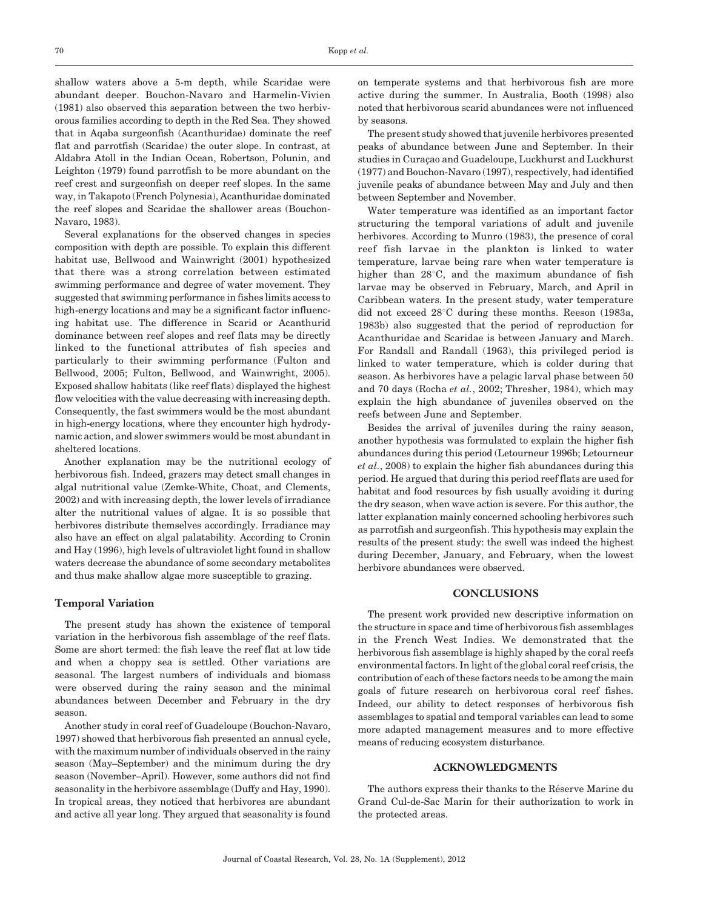shallow waters above a 5-m depth, while Scaridae were abundant deeper. Bouchon-Navaro and Harmelin-Vivien (1981) also observed this separation between the two herbivorous families according to depth in the Red Sea. They showed that in Aqaba surgeonfish (Acanthuridae) dominate the reef flat and parrotfish (Scaridae) the outer slope. In contrast, at Aldabra Atoll in the Indian Ocean, Robertson, Polunin, and Leighton (1979) found parrotfish to be more abundant on the reef crest and surgeonfish on deeper reef slopes. In the same way, in Takapoto (French Polynesia), Acanthuridae dominated the reef slopes and Scaridae the shallower areas (Bouchon-Navaro, 1983).

Several explanations for the observed changes in species composition with depth are possible. To explain this different habitat use, Bellwood and Wainwright (2001) hypothesized that there was a strong correlation between estimated swimming performance and degree of water movement. They suggested that swimming performance in fishes limits access to high-energy locations and may be a significant factor influencing habitat use. The difference in Scarid or Acanthurid dominance between reef slopes and reef flats may be directly linked to the functional attributes of fish species and particularly to their swimming performance (Fulton and Bellwood, 2005; Fulton, Bellwood, and Wainwright, 2005). Exposed shallow habitats (like reef flats) displayed the highest flow velocities with the value decreasing with increasing depth. Consequently, the fast swimmers would be the most abundant in high-energy locations, where they encounter high hydrodynamic action, and slower swimmers would be most abundant in sheltered locations.

Another explanation may be the nutritional ecology of herbivorous fish. Indeed, grazers may detect small changes in algal nutritional value (Zemke-White, Choat, and Clements, 2002) and with increasing depth, the lower levels of irradiance alter the nutritional values of algae. It is so possible that herbivores distribute themselves accordingly. Irradiance may also have an effect on algal palatability. According to Cronin and Hay (1996), high levels of ultraviolet light found in shallow waters decrease the abundance of some secondary metabolites and thus make shallow algae more susceptible to grazing.

### Temporal Variation

The present study has shown the existence of temporal variation in the herbivorous fish assemblage of the reef flats. Some are short termed: the fish leave the reef flat at low tide and when a choppy sea is settled. Other variations are seasonal. The largest numbers of individuals and biomass were observed during the rainy season and the minimal abundances between December and February in the dry season.

Another study in coral reef of Guadeloupe (Bouchon-Navaro, 1997) showed that herbivorous fish presented an annual cycle, with the maximum number of individuals observed in the rainy season (May–September) and the minimum during the dry season (November–April). However, some authors did not find seasonality in the herbivore assemblage (Duffy and Hay, 1990). In tropical areas, they noticed that herbivores are abundant and active all year long. They argued that seasonality is found on temperate systems and that herbivorous fish are more active during the summer. In Australia, Booth (1998) also noted that herbivorous scarid abundances were not influenced by seasons.

The present study showed that juvenile herbivores presented peaks of abundance between June and September. In their studies in Curaçao and Guadeloupe, Luckhurst and Luckhurst (1977) and Bouchon-Navaro (1997), respectively, had identified juvenile peaks of abundance between May and July and then between September and November.

Water temperature was identified as an important factor structuring the temporal variations of adult and juvenile herbivores. According to Munro (1983), the presence of coral reef fish larvae in the plankton is linked to water temperature, larvae being rare when water temperature is higher than 28°C, and the maximum abundance of fish larvae may be observed in February, March, and April in Caribbean waters. In the present study, water temperature did not exceed 28°C during these months. Reeson (1983a, 1983b) also suggested that the period of reproduction for Acanthuridae and Scaridae is between January and March. For Randall and Randall (1963), this privileged period is linked to water temperature, which is colder during that season. As herbivores have a pelagic larval phase between 50 and 70 days (Rocha *et al.*, 2002; Thresher, 1984), which may explain the high abundance of juveniles observed on the reefs between June and September.

Besides the arrival of juveniles during the rainy season, another hypothesis was formulated to explain the higher fish abundances during this period (Letourneur 1996b; Letourneur *et al.*, 2008) to explain the higher fish abundances during this period. He argued that during this period reef flats are used for habitat and food resources by fish usually avoiding it during the dry season, when wave action is severe. For this author, the latter explanation mainly concerned schooling herbivores such as parrotfish and surgeonfish. This hypothesis may explain the results of the present study: the swell was indeed the highest during December, January, and February, when the lowest herbivore abundances were observed.

## CONCLUSIONS

The present work provided new descriptive information on the structure in space and time of herbivorous fish assemblages in the French West Indies. We demonstrated that the herbivorous fish assemblage is highly shaped by the coral reefs environmental factors. In light of the global coral reef crisis, the contribution of each of these factors needs to be among the main goals of future research on herbivorous coral reef fishes. Indeed, our ability to detect responses of herbivorous fish assemblages to spatial and temporal variables can lead to some more adapted management measures and to more effective means of reducing ecosystem disturbance.

## ACKNOWLEDGMENTS

The authors express their thanks to the Réserve Marine du Grand Cul-de-Sac Marin for their authorization to work in the protected areas.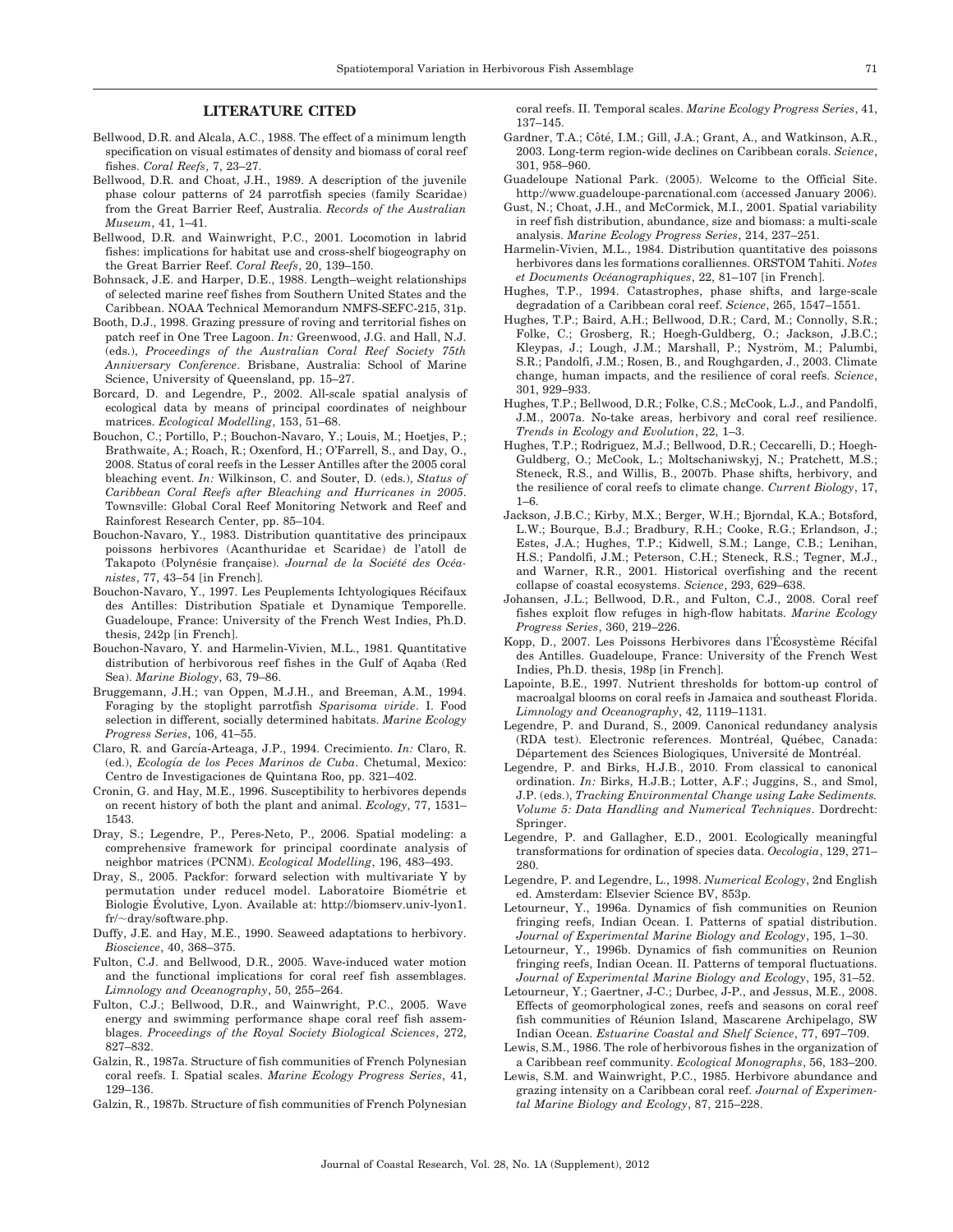## LITERATURE CITED

Bellwood, D.R. and Alcala, A.C., 1988. The effect of a minimum length specification on visual estimates of density and biomass of coral reef fishes. *Coral Reefs*, 7, 23–27.

Bellwood, D.R. and Choat, J.H., 1989. A description of the juvenile phase colour patterns of 24 parrotfish species (family Scaridae) from the Great Barrier Reef, Australia. *Records of the Australian Museum*, 41, 1–41.

Bellwood, D.R. and Wainwright, P.C., 2001. Locomotion in labrid fishes: implications for habitat use and cross-shelf biogeography on the Great Barrier Reef. *Coral Reefs*, 20, 139–150.

Bohnsack, J.E. and Harper, D.E., 1988. Length–weight relationships of selected marine reef fishes from Southern United States and the Caribbean. NOAA Technical Memorandum NMFS-SEFC-215, 31p.

Booth, D.J., 1998. Grazing pressure of roving and territorial fishes on patch reef in One Tree Lagoon. *In:* Greenwood, J.G. and Hall, N.J. (eds.), *Proceedings of the Australian Coral Reef Society 75th Anniversary Conference*. Brisbane, Australia: School of Marine Science, University of Queensland, pp. 15–27.

Borcard, D. and Legendre, P., 2002. All-scale spatial analysis of ecological data by means of principal coordinates of neighbour matrices. *Ecological Modelling*, 153, 51–68.

Bouchon, C.; Portillo, P.; Bouchon-Navaro, Y.; Louis, M.; Hoetjes, P.; Brathwaite, A.; Roach, R.; Oxenford, H.; O'Farrell, S., and Day, O., 2008. Status of coral reefs in the Lesser Antilles after the 2005 coral bleaching event. *In:* Wilkinson, C. and Souter, D. (eds.), *Status of Caribbean Coral Reefs after Bleaching and Hurricanes in 2005*. Townsville: Global Coral Reef Monitoring Network and Reef and Rainforest Research Center, pp. 85–104.

Bouchon-Navaro, Y., 1983. Distribution quantitative des principaux poissons herbivores (Acanthuridae et Scaridae) de l'atoll de Takapoto (Polynésie française). *Journal de la Société des Océanistes*, 77, 43–54 [in French].

Bouchon-Navaro, Y., 1997. Les Peuplements Ichtyologiques Récifaux des Antilles: Distribution Spatiale et Dynamique Temporelle. Guadeloupe, France: University of the French West Indies, Ph.D. thesis, 242p [in French].

Bouchon-Navaro, Y. and Harmelin-Vivien, M.L., 1981. Quantitative distribution of herbivorous reef fishes in the Gulf of Aqaba (Red Sea). *Marine Biology*, 63, 79–86.

Bruggemann, J.H.; van Oppen, M.J.H., and Breeman, A.M., 1994. Foraging by the stoplight parrotfish *Sparisoma viride*. I. Food selection in different, socially determined habitats. *Marine Ecology Progress Series*, 106, 41–55.

Claro, R. and García-Arteaga, J.P., 1994. Crecimiento. *In:* Claro, R. (ed.), *Ecología de los Peces Marinos de Cuba*. Chetumal, Mexico: Centro de Investigaciones de Quintana Roo, pp. 321–402.

Cronin, G. and Hay, M.E., 1996. Susceptibility to herbivores depends on recent history of both the plant and animal. *Ecology*, 77, 1531–1543.

Dray, S.; Legendre, P., Peres-Neto, P., 2006. Spatial modeling: a comprehensive framework for principal coordinate analysis of neighbor matrices (PCNM). *Ecological Modelling*, 196, 483–493.

Dray, S., 2005. Packfor: forward selection with multivariate Y by permutation under reducel model. Laboratoire Biométrie et Biologie Évolutive, Lyon. Available at: http://biomserv.univ-lyon1.fr/~dray/software.php.

Duffy, J.E. and Hay, M.E., 1990. Seaweed adaptations to herbivory. *Bioscience*, 40, 368–375.

Fulton, C.J. and Bellwood, D.R., 2005. Wave-induced water motion and the functional implications for coral reef fish assemblages. *Limnology and Oceanography*, 50, 255–264.

Fulton, C.J.; Bellwood, D.R., and Wainwright, P.C., 2005. Wave energy and swimming performance shape coral reef fish assemblages. *Proceedings of the Royal Society Biological Sciences*, 272, 827–832.

Galzin, R., 1987a. Structure of fish communities of French Polynesian coral reefs. I. Spatial scales. *Marine Ecology Progress Series*, 41, 129–136.

Galzin, R., 1987b. Structure of fish communities of French Polynesian coral reefs. II. Temporal scales. *Marine Ecology Progress Series*, 41, 137–145.

Gardner, T.A.; Côté, I.M.; Gill, J.A.; Grant, A., and Watkinson, A.R., 2003. Long-term region-wide declines on Caribbean corals. *Science*, 301, 958–960.

Guadeloupe National Park. (2005). Welcome to the Official Site. http://www.guadeloupe-parcnational.com (accessed January 2006).

Gust, N.; Choat, J.H., and McCormick, M.I., 2001. Spatial variability in reef fish distribution, abundance, size and biomass: a multi-scale analysis. *Marine Ecology Progress Series*, 214, 237–251.

Harmelin-Vivien, M.L., 1984. Distribution quantitative des poissons herbivores dans les formations coralliennes. ORSTOM Tahiti. *Notes et Documents Océanographiques*, 22, 81–107 [in French].

Hughes, T.P., 1994. Catastrophes, phase shifts, and large-scale degradation of a Caribbean coral reef. *Science*, 265, 1547–1551.

Hughes, T.P.; Baird, A.H.; Bellwood, D.R.; Card, M.; Connolly, S.R.; Folke, C.; Grosberg, R.; Hoegh-Guldberg, O.; Jackson, J.B.C.; Kleypas, J.; Lough, J.M.; Marshall, P.; Nyström, M.; Palumbi, S.R.; Pandolfi, J.M.; Rosen, B., and Roughgarden, J., 2003. Climate change, human impacts, and the resilience of coral reefs. *Science*, 301, 929–933.

Hughes, T.P.; Bellwood, D.R.; Folke, C.S.; McCook, L.J., and Pandolfi, J.M., 2007a. No-take areas, herbivory and coral reef resilience. *Trends in Ecology and Evolution*, 22, 1–3.

Hughes, T.P.; Rodriguez, M.J.; Bellwood, D.R.; Ceccarelli, D.; Hoegh-Guldberg, O.; McCook, L.; Moltschaniwskyj, N.; Pratchett, M.S.; Steneck, R.S., and Willis, B., 2007b. Phase shifts, herbivory, and the resilience of coral reefs to climate change. *Current Biology*, 17, 1–6.

Jackson, J.B.C.; Kirby, M.X.; Berger, W.H.; Bjorndal, K.A.; Botsford, L.W.; Bourque, B.J.; Bradbury, R.H.; Cooke, R.G.; Erlandson, J.; Estes, J.A.; Hughes, T.P.; Kidwell, S.M.; Lange, C.B.; Lenihan, H.S.; Pandolfi, J.M.; Peterson, C.H.; Steneck, R.S.; Tegner, M.J., and Warner, R.R., 2001. Historical overfishing and the recent collapse of coastal ecosystems. *Science*, 293, 629–638.

Johansen, J.L.; Bellwood, D.R., and Fulton, C.J., 2008. Coral reef fishes exploit flow refuges in high-flow habitats. *Marine Ecology Progress Series*, 360, 219–226.

Kopp, D., 2007. Les Poissons Herbivores dans l'Écosystème Récifal des Antilles. Guadeloupe, France: University of the French West Indies, Ph.D. thesis, 198p [in French].

Lapointe, B.E., 1997. Nutrient thresholds for bottom-up control of macroalgal blooms on coral reefs in Jamaica and southeast Florida. *Limnology and Oceanography*, 42, 1119–1131.

Legendre, P. and Durand, S., 2009. Canonical redundancy analysis (RDA test). Electronic references. Montréal, Québec, Canada: Département des Sciences Biologiques, Université de Montréal.

Legendre, P. and Birks, H.J.B., 2010. From classical to canonical ordination. *In:* Birks, H.J.B.; Lotter, A.F.; Juggins, S., and Smol, J.P. (eds.), *Tracking Environmental Change using Lake Sediments. Volume 5: Data Handling and Numerical Techniques*. Dordrecht: Springer.

Legendre, P. and Gallagher, E.D., 2001. Ecologically meaningful transformations for ordination of species data. *Oecologia*, 129, 271–280.

Legendre, P. and Legendre, L., 1998. *Numerical Ecology*, 2nd English ed. Amsterdam: Elsevier Science BV, 853p.

Letourneur, Y., 1996a. Dynamics of fish communities on Reunion fringing reefs, Indian Ocean. I. Patterns of spatial distribution. *Journal of Experimental Marine Biology and Ecology*, 195, 1–30.

Letourneur, Y., 1996b. Dynamics of fish communities on Reunion fringing reefs, Indian Ocean. II. Patterns of temporal fluctuations. *Journal of Experimental Marine Biology and Ecology*, 195, 31–52.

Letourneur, Y.; Gaertner, J-C.; Durbec, J-P., and Jessus, M.E., 2008. Effects of geomorphological zones, reefs and seasons on coral reef fish communities of Réunion Island, Mascarene Archipelago, SW Indian Ocean. *Estuarine Coastal and Shelf Science*, 77, 697–709.

Lewis, S.M., 1986. The role of herbivorous fishes in the organization of a Caribbean reef community. *Ecological Monographs*, 56, 183–200.

Lewis, S.M. and Wainwright, P.C., 1985. Herbivore abundance and grazing intensity on a Caribbean coral reef. *Journal of Experimental Marine Biology and Ecology*, 87, 215–228.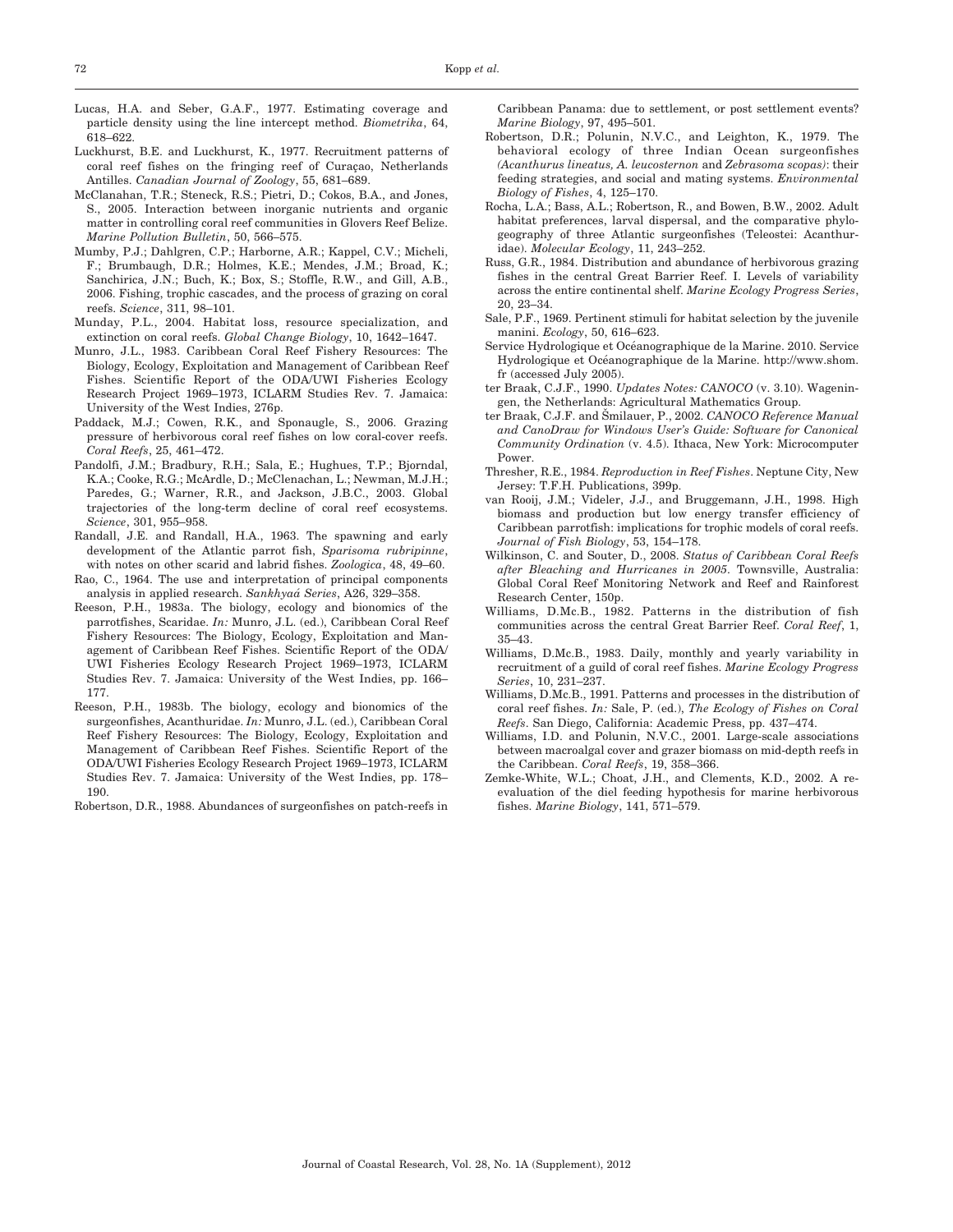Lucas, H.A. and Seber, G.A.F., 1977. Estimating coverage and particle density using the line intercept method. *Biometrika*, 64, 618–622.

Luckhurst, B.E. and Luckhurst, K., 1977. Recruitment patterns of coral reef fishes on the fringing reef of Curaçao, Netherlands Antilles. *Canadian Journal of Zoology*, 55, 681–689.

McClanahan, T.R.; Steneck, R.S.; Pietri, D.; Cokos, B.A., and Jones, S., 2005. Interaction between inorganic nutrients and organic matter in controlling coral reef communities in Glovers Reef Belize. *Marine Pollution Bulletin*, 50, 566–575.

Mumby, P.J.; Dahlgren, C.P.; Harborne, A.R.; Kappel, C.V.; Micheli, F.; Brumbaugh, D.R.; Holmes, K.E.; Mendes, J.M.; Broad, K.; Sanchirica, J.N.; Buch, K.; Box, S.; Stoffle, R.W., and Gill, A.B., 2006. Fishing, trophic cascades, and the process of grazing on coral reefs. *Science*, 311, 98–101.

Munday, P.L., 2004. Habitat loss, resource specialization, and extinction on coral reefs. *Global Change Biology*, 10, 1642–1647.

Munro, J.L., 1983. Caribbean Coral Reef Fishery Resources: The Biology, Ecology, Exploitation and Management of Caribbean Reef Fishes. Scientific Report of the ODA/UWI Fisheries Ecology Research Project 1969–1973, ICLARM Studies Rev. 7. Jamaica: University of the West Indies, 276p.

Paddack, M.J.; Cowen, R.K., and Sponaugle, S., 2006. Grazing pressure of herbivorous coral reef fishes on low coral-cover reefs. *Coral Reefs*, 25, 461–472.

Pandolfi, J.M.; Bradbury, R.H.; Sala, E.; Hughues, T.P.; Bjorndal, K.A.; Cooke, R.G.; McArdle, D.; McClenachan, L.; Newman, M.J.H.; Paredes, G.; Warner, R.R., and Jackson, J.B.C., 2003. Global trajectories of the long-term decline of coral reef ecosystems. *Science*, 301, 955–958.

Randall, J.E. and Randall, H.A., 1963. The spawning and early development of the Atlantic parrot fish, *Sparisoma rubripinne*, with notes on other scarid and labrid fishes. *Zoologica*, 48, 49–60.

Rao, C., 1964. The use and interpretation of principal components analysis in applied research. *Sankhyaá Series*, A26, 329–358.

Reeson, P.H., 1983a. The biology, ecology and bionomics of the parrotfishes, Scaridae. *In:* Munro, J.L. (ed.), Caribbean Coral Reef Fishery Resources: The Biology, Ecology, Exploitation and Management of Caribbean Reef Fishes. Scientific Report of the ODA/UWI Fisheries Ecology Research Project 1969–1973, ICLARM Studies Rev. 7. Jamaica: University of the West Indies, pp. 166–177.

Reeson, P.H., 1983b. The biology, ecology and bionomics of the surgeonfishes, Acanthuridae. *In:* Munro, J.L. (ed.), Caribbean Coral Reef Fishery Resources: The Biology, Ecology, Exploitation and Management of Caribbean Reef Fishes. Scientific Report of the ODA/UWI Fisheries Ecology Research Project 1969–1973, ICLARM Studies Rev. 7. Jamaica: University of the West Indies, pp. 178–190.

Robertson, D.R., 1988. Abundances of surgeonfishes on patch-reefs in Caribbean Panama: due to settlement, or post settlement events? *Marine Biology*, 97, 495–501.

Robertson, D.R.; Polunin, N.V.C., and Leighton, K., 1979. The behavioral ecology of three Indian Ocean surgeonfishes *(Acanthurus lineatus, A. leucosternon* and *Zebrasoma scopas)*: their feeding strategies, and social and mating systems. *Environmental Biology of Fishes*, 4, 125–170.

Rocha, L.A.; Bass, A.L.; Robertson, R., and Bowen, B.W., 2002. Adult habitat preferences, larval dispersal, and the comparative phylogeography of three Atlantic surgeonfishes (Teleostei: Acanthuridae). *Molecular Ecology*, 11, 243–252.

Russ, G.R., 1984. Distribution and abundance of herbivorous grazing fishes in the central Great Barrier Reef. I. Levels of variability across the entire continental shelf. *Marine Ecology Progress Series*, 20, 23–34.

Sale, P.F., 1969. Pertinent stimuli for habitat selection by the juvenile manini. *Ecology*, 50, 616–623.

Service Hydrologique et Océanographique de la Marine. 2010. Service Hydrologique et Océanographique de la Marine. http://www.shom.fr (accessed July 2005).

ter Braak, C.J.F., 1990. *Updates Notes: CANOCO* (v. 3.10). Wageningen, the Netherlands: Agricultural Mathematics Group.

ter Braak, C.J.F. and Šmilauer, P., 2002. *CANOCO Reference Manual and CanoDraw for Windows User's Guide: Software for Canonical Community Ordination* (v. 4.5). Ithaca, New York: Microcomputer Power.

Thresher, R.E., 1984. *Reproduction in Reef Fishes*. Neptune City, New Jersey: T.F.H. Publications, 399p.

van Rooij, J.M.; Videler, J.J., and Bruggemann, J.H., 1998. High biomass and production but low energy transfer efficiency of Caribbean parrotfish: implications for trophic models of coral reefs. *Journal of Fish Biology*, 53, 154–178.

Wilkinson, C. and Souter, D., 2008. *Status of Caribbean Coral Reefs after Bleaching and Hurricanes in 2005*. Townsville, Australia: Global Coral Reef Monitoring Network and Reef and Rainforest Research Center, 150p.

Williams, D.McB., 1982. Patterns in the distribution of fish communities across the central Great Barrier Reef. *Coral Reef*, 1, 35–43.

Williams, D.McB., 1983. Daily, monthly and yearly variability in recruitment of a guild of coral reef fishes. *Marine Ecology Progress Series*, 10, 231–237.

Williams, D.McB., 1991. Patterns and processes in the distribution of coral reef fishes. *In:* Sale, P. (ed.), *The Ecology of Fishes on Coral Reefs*. San Diego, California: Academic Press, pp. 437–474.

Williams, I.D. and Polunin, N.V.C., 2001. Large-scale associations between macroalgal cover and grazer biomass on mid-depth reefs in the Caribbean. *Coral Reefs*, 19, 358–366.

Zemke-White, W.L.; Choat, J.H., and Clements, K.D., 2002. A re-evaluation of the diel feeding hypothesis for marine herbivorous fishes. *Marine Biology*, 141, 571–579.